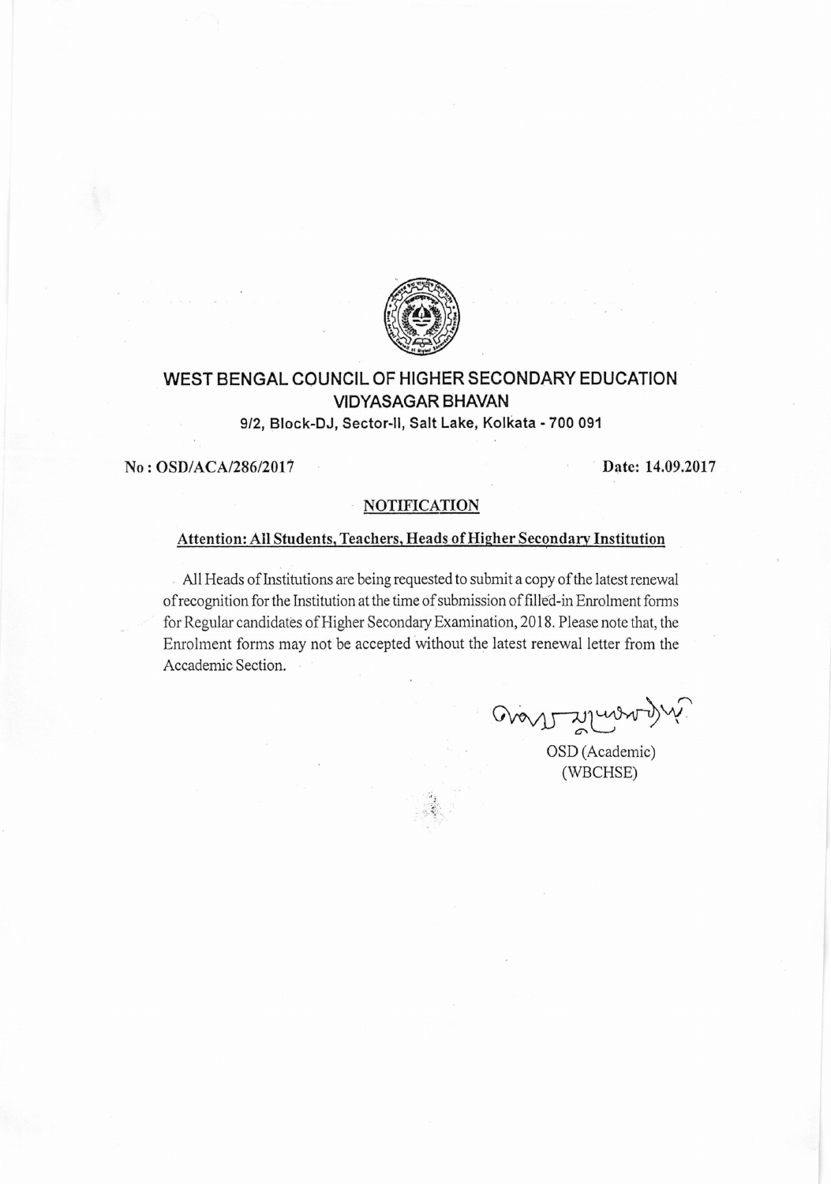# WEST BENGAL COUNCIL OF HIGHER SECONDARY EDUCATION
## VIDYASAGAR BHAVAN

**9/2, Block-DJ, Sector-II, Salt Lake, Kolkata - 700 091**

**No : OSD/ACA/286/2017** **Date: 14.09.2017**

**NOTIFICATION**

**Attention: All Students, Teachers, Heads of Higher Secondary Institution**

All Heads of Institutions are being requested to submit a copy of the latest renewal of recognition for the Institution at the time of submission of filled-in Enrolment forms for Regular candidates of Higher Secondary Examination, 2018. Please note that, the Enrolment forms may not be accepted without the latest renewal letter from the Accademic Section.

OSD (Academic)
(WBCHSE)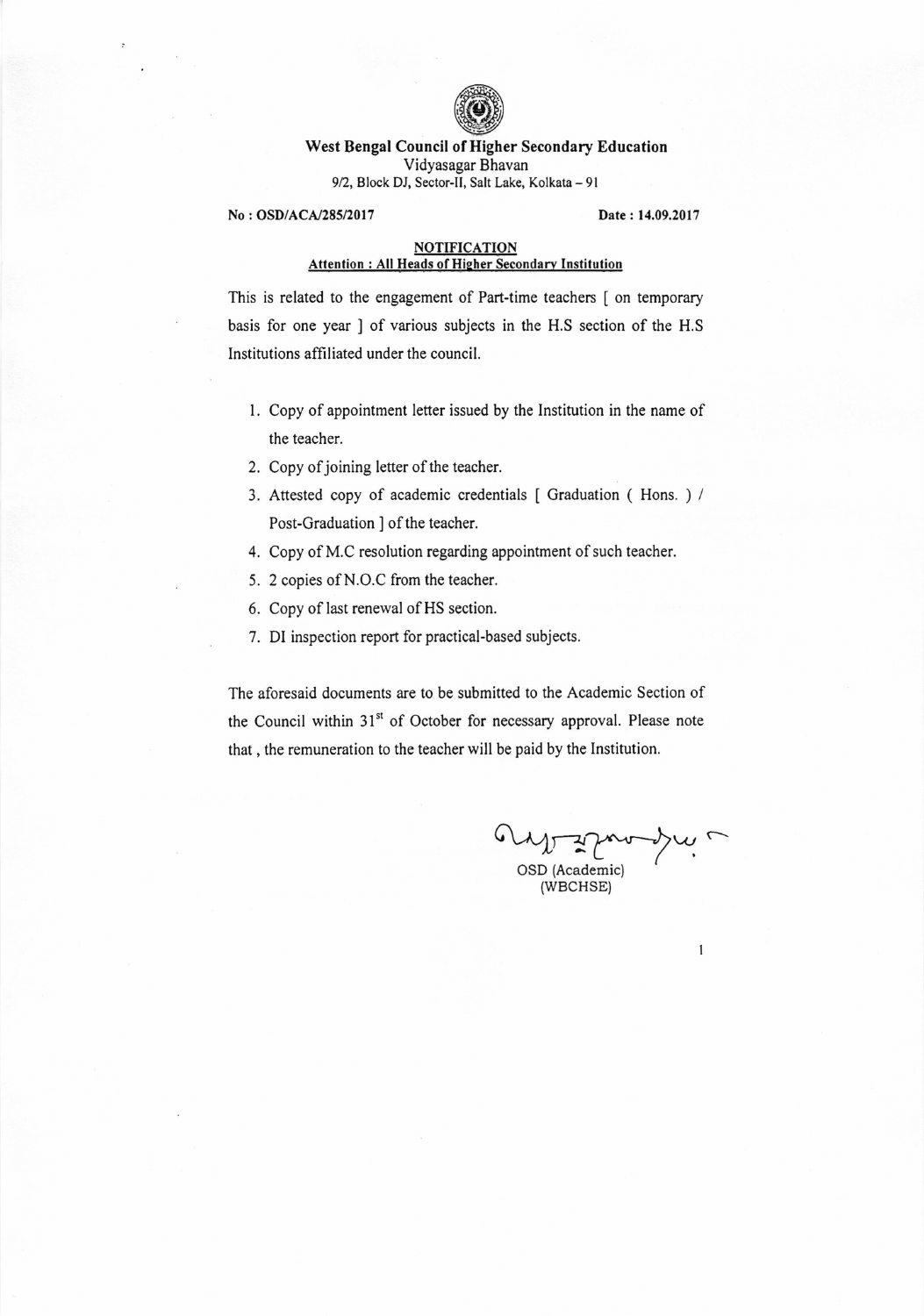**West Bengal Council of Higher Secondary Education**
Vidyasagar Bhavan
9/2, Block DJ, Sector-II, Salt Lake, Kolkata – 91

**No : OSD/ACA/285/2017** **Date : 14.09.2017**

## NOTIFICATION

**Attention : All Heads of Higher Secondary Institution**

This is related to the engagement of Part-time teachers [ on temporary basis for one year ] of various subjects in the H.S section of the H.S Institutions affiliated under the council.

1. Copy of appointment letter issued by the Institution in the name of the teacher.
2. Copy of joining letter of the teacher.
3. Attested copy of academic credentials [ Graduation ( Hons. ) / Post-Graduation ] of the teacher.
4. Copy of M.C resolution regarding appointment of such teacher.
5. 2 copies of N.O.C from the teacher.
6. Copy of last renewal of HS section.
7. DI inspection report for practical-based subjects.

The aforesaid documents are to be submitted to the Academic Section of the Council within 31st of October for necessary approval. Please note that , the remuneration to the teacher will be paid by the Institution.

OSD (Academic)
(WBCHSE)